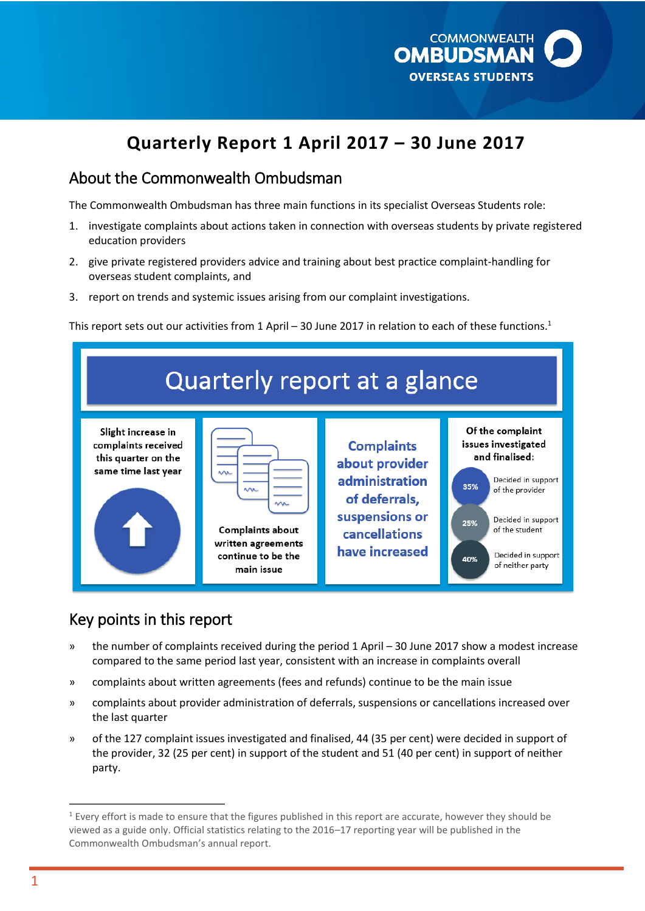COMMONWEALTH OMBUDSMAN
OVERSEAS STUDENTS

# Quarterly Report 1 April 2017 – 30 June 2017

## About the Commonwealth Ombudsman

The Commonwealth Ombudsman has three main functions in its specialist Overseas Students role:

1. investigate complaints about actions taken in connection with overseas students by private registered education providers
2. give private registered providers advice and training about best practice complaint-handling for overseas student complaints, and
3. report on trends and systemic issues arising from our complaint investigations.

This report sets out our activities from 1 April – 30 June 2017 in relation to each of these functions.[1]

## Quarterly report at a glance

Slight increase in complaints received this quarter on the same time last year

Complaints about written agreements continue to be the main issue

**Complaints about provider administration of deferrals, suspensions or cancellations have increased**

Of the complaint issues investigated and finalised:

- 35% Decided in support of the provider
- 25% Decided in support of the student
- 40% Decided in support of neither party

## Key points in this report

- » the number of complaints received during the period 1 April – 30 June 2017 show a modest increase compared to the same period last year, consistent with an increase in complaints overall
- » complaints about written agreements (fees and refunds) continue to be the main issue
- » complaints about provider administration of deferrals, suspensions or cancellations increased over the last quarter
- » of the 127 complaint issues investigated and finalised, 44 (35 per cent) were decided in support of the provider, 32 (25 per cent) in support of the student and 51 (40 per cent) in support of neither party.

[1] Every effort is made to ensure that the figures published in this report are accurate, however they should be viewed as a guide only. Official statistics relating to the 2016–17 reporting year will be published in the Commonwealth Ombudsman's annual report.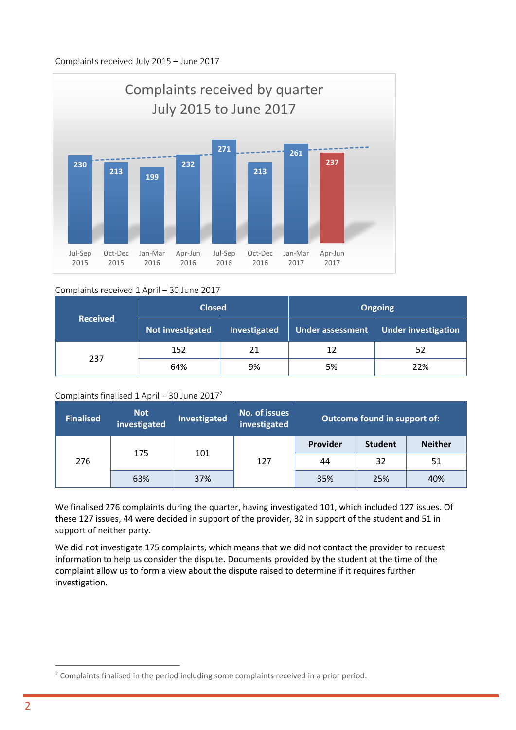Complaints received July 2015 – June 2017

Complaints received by quarter
July 2015 to June 2017

| Quarter | Complaints |
|---|---|
| Jul-Sep 2015 | 230 |
| Oct-Dec 2015 | 213 |
| Jan-Mar 2016 | 199 |
| Apr-Jun 2016 | 232 |
| Jul-Sep 2016 | 271 |
| Oct-Dec 2016 | 213 |
| Jan-Mar 2017 | 261 |
| Apr-Jun 2017 | 237 |

Complaints received 1 April – 30 June 2017

| Received | Closed | | Ongoing | |
|---|---|---|---|---|
| | Not investigated | Investigated | Under assessment | Under investigation |
| 237 | 152 | 21 | 12 | 52 |
| | 64% | 9% | 5% | 22% |

Complaints finalised 1 April – 30 June 2017[2]

| Finalised | Not investigated | Investigated | No. of issues investigated | Outcome found in support of: | | |
|---|---|---|---|---|---|---|
| | | | | Provider | Student | Neither |
| 276 | 175 | 101 | 127 | 44 | 32 | 51 |
| | 63% | 37% | | 35% | 25% | 40% |

We finalised 276 complaints during the quarter, having investigated 101, which included 127 issues. Of these 127 issues, 44 were decided in support of the provider, 32 in support of the student and 51 in support of neither party.

We did not investigate 175 complaints, which means that we did not contact the provider to request information to help us consider the dispute. Documents provided by the student at the time of the complaint allow us to form a view about the dispute raised to determine if it requires further investigation.

[2] Complaints finalised in the period including some complaints received in a prior period.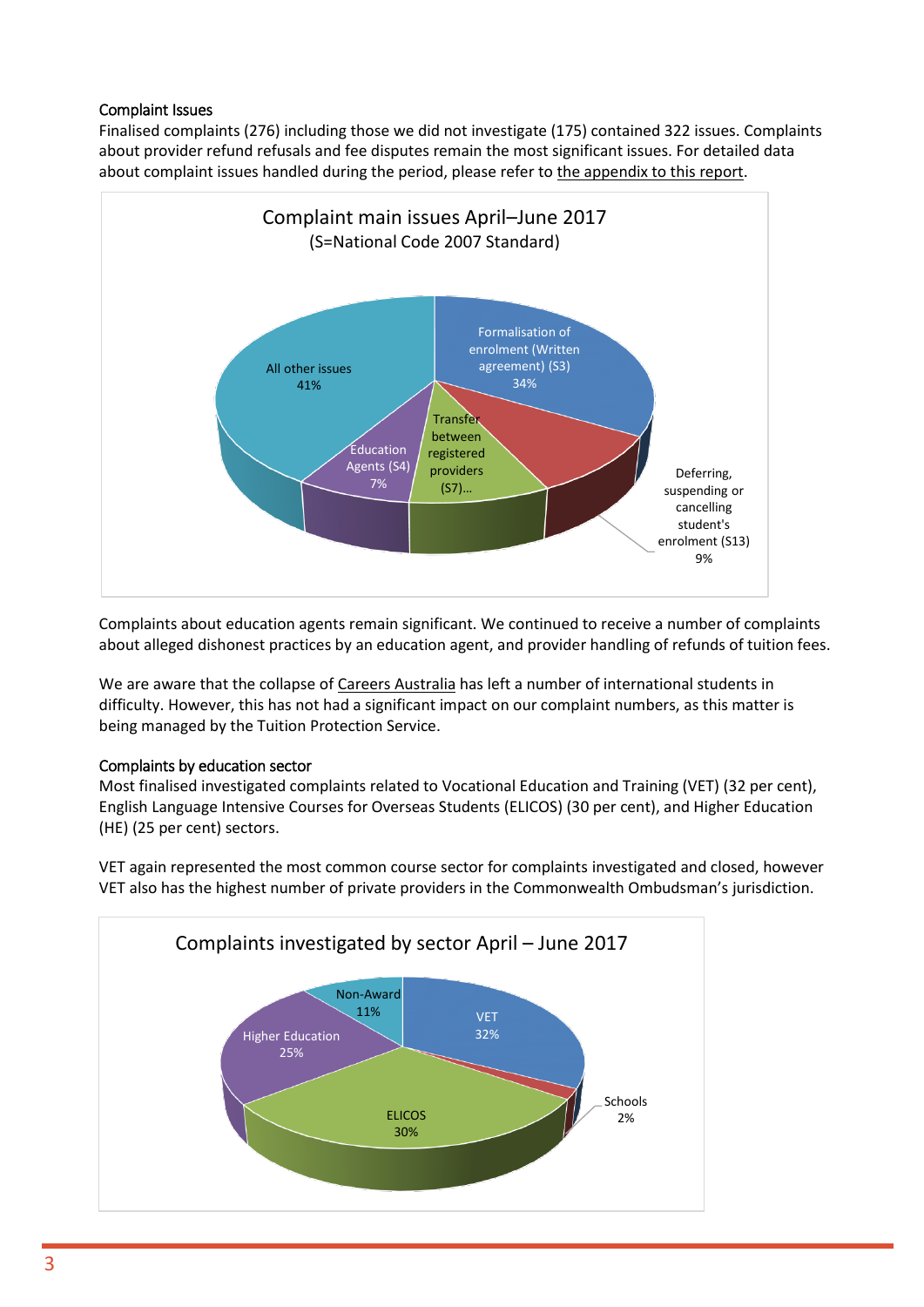### Complaint Issues

Finalised complaints (276) including those we did not investigate (175) contained 322 issues. Complaints about provider refund refusals and fee disputes remain the most significant issues. For detailed data about complaint issues handled during the period, please refer to the appendix to this report.

Complaint main issues April–June 2017
(S=National Code 2007 Standard)

- Formalisation of enrolment (Written agreement) (S3) 34%
- Deferring, suspending or cancelling student's enrolment (S13) 9%
- Transfer between registered providers (S7)...
- Education Agents (S4) 7%
- All other issues 41%

Complaints about education agents remain significant. We continued to receive a number of complaints about alleged dishonest practices by an education agent, and provider handling of refunds of tuition fees.

We are aware that the collapse of Careers Australia has left a number of international students in difficulty. However, this has not had a significant impact on our complaint numbers, as this matter is being managed by the Tuition Protection Service.

### Complaints by education sector

Most finalised investigated complaints related to Vocational Education and Training (VET) (32 per cent), English Language Intensive Courses for Overseas Students (ELICOS) (30 per cent), and Higher Education (HE) (25 per cent) sectors.

VET again represented the most common course sector for complaints investigated and closed, however VET also has the highest number of private providers in the Commonwealth Ombudsman's jurisdiction.

Complaints investigated by sector April – June 2017

- VET 32%
- Schools 2%
- ELICOS 30%
- Higher Education 25%
- Non-Award 11%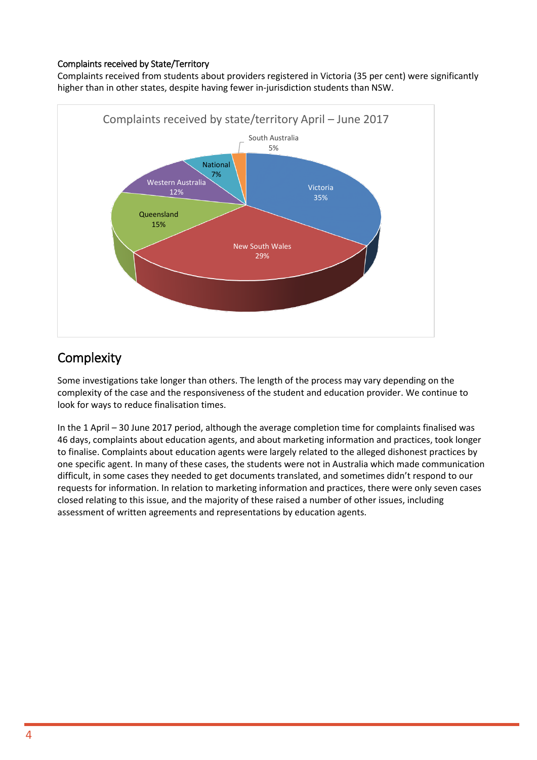Complaints received by State/Territory

Complaints received from students about providers registered in Victoria (35 per cent) were significantly higher than in other states, despite having fewer in-jurisdiction students than NSW.

Complaints received by state/territory April – June 2017

| State/Territory | Share |
| --- | --- |
| Victoria | 35% |
| New South Wales | 29% |
| Queensland | 15% |
| Western Australia | 12% |
| National | 7% |
| South Australia | 5% |

## Complexity

Some investigations take longer than others. The length of the process may vary depending on the complexity of the case and the responsiveness of the student and education provider. We continue to look for ways to reduce finalisation times.

In the 1 April – 30 June 2017 period, although the average completion time for complaints finalised was 46 days, complaints about education agents, and about marketing information and practices, took longer to finalise. Complaints about education agents were largely related to the alleged dishonest practices by one specific agent. In many of these cases, the students were not in Australia which made communication difficult, in some cases they needed to get documents translated, and sometimes didn't respond to our requests for information. In relation to marketing information and practices, there were only seven cases closed relating to this issue, and the majority of these raised a number of other issues, including assessment of written agreements and representations by education agents.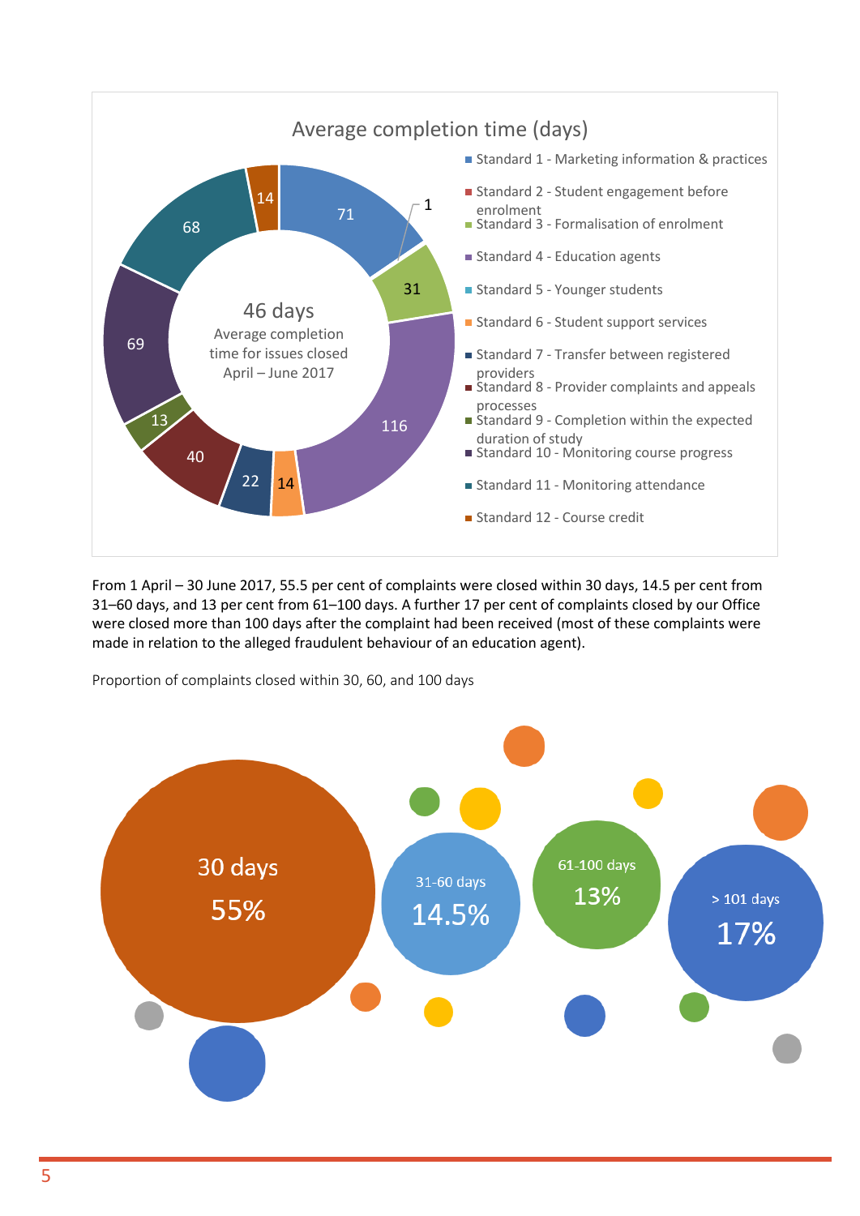Average completion time (days)

| Standard | Average completion time (days) |
| --- | --- |
| Standard 1 - Marketing information & practices | 71 |
| Standard 2 - Student engagement before enrolment | 1 |
| Standard 3 - Formalisation of enrolment | 31 |
| Standard 4 - Education agents | 116 |
| Standard 5 - Younger students | |
| Standard 6 - Student support services | 14 |
| Standard 7 - Transfer between registered providers | 22 |
| Standard 8 - Provider complaints and appeals processes | 40 |
| Standard 9 - Completion within the expected duration of study | 13 |
| Standard 10 - Monitoring course progress | 69 |
| Standard 11 - Monitoring attendance | 68 |
| Standard 12 - Course credit | 14 |

46 days
Average completion time for issues closed April – June 2017

From 1 April – 30 June 2017, 55.5 per cent of complaints were closed within 30 days, 14.5 per cent from 31–60 days, and 13 per cent from 61–100 days. A further 17 per cent of complaints closed by our Office were closed more than 100 days after the complaint had been received (most of these complaints were made in relation to the alleged fraudulent behaviour of an education agent).

Proportion of complaints closed within 30, 60, and 100 days

| 30 days | 31-60 days | 61-100 days | > 101 days |
| --- | --- | --- | --- |
| 55% | 14.5% | 13% | 17% |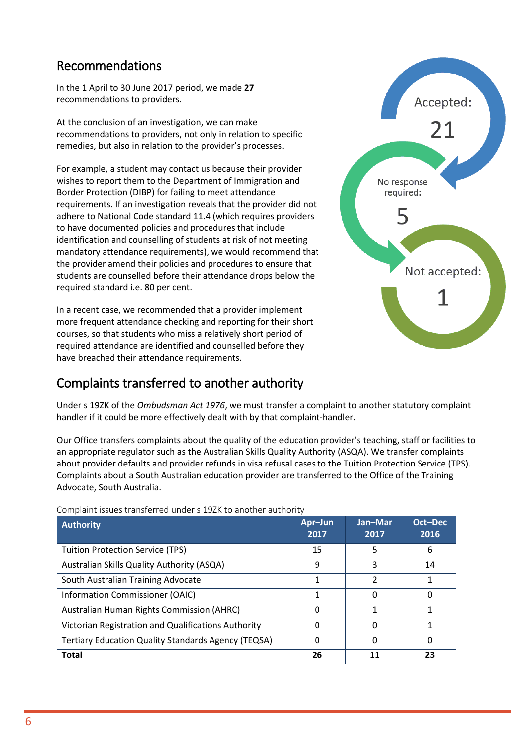## Recommendations

In the 1 April to 30 June 2017 period, we made **27** recommendations to providers.

At the conclusion of an investigation, we can make recommendations to providers, not only in relation to specific remedies, but also in relation to the provider's processes.

For example, a student may contact us because their provider wishes to report them to the Department of Immigration and Border Protection (DIBP) for failing to meet attendance requirements. If an investigation reveals that the provider did not adhere to National Code standard 11.4 (which requires providers to have documented policies and procedures that include identification and counselling of students at risk of not meeting mandatory attendance requirements), we would recommend that the provider amend their policies and procedures to ensure that students are counselled before their attendance drops below the required standard i.e. 80 per cent.

In a recent case, we recommended that a provider implement more frequent attendance checking and reporting for their short courses, so that students who miss a relatively short period of required attendance are identified and counselled before they have breached their attendance requirements.

Accepted: 21

No response required: 5

Not accepted: 1

## Complaints transferred to another authority

Under s 19ZK of the *Ombudsman Act 1976*, we must transfer a complaint to another statutory complaint handler if it could be more effectively dealt with by that complaint-handler.

Our Office transfers complaints about the quality of the education provider's teaching, staff or facilities to an appropriate regulator such as the Australian Skills Quality Authority (ASQA). We transfer complaints about provider defaults and provider refunds in visa refusal cases to the Tuition Protection Service (TPS). Complaints about a South Australian education provider are transferred to the Office of the Training Advocate, South Australia.

Complaint issues transferred under s 19ZK to another authority

| Authority | Apr–Jun 2017 | Jan–Mar 2017 | Oct–Dec 2016 |
|---|---|---|---|
| Tuition Protection Service (TPS) | 15 | 5 | 6 |
| Australian Skills Quality Authority (ASQA) | 9 | 3 | 14 |
| South Australian Training Advocate | 1 | 2 | 1 |
| Information Commissioner (OAIC) | 1 | 0 | 0 |
| Australian Human Rights Commission (AHRC) | 0 | 1 | 1 |
| Victorian Registration and Qualifications Authority | 0 | 0 | 1 |
| Tertiary Education Quality Standards Agency (TEQSA) | 0 | 0 | 0 |
| **Total** | **26** | **11** | **23** |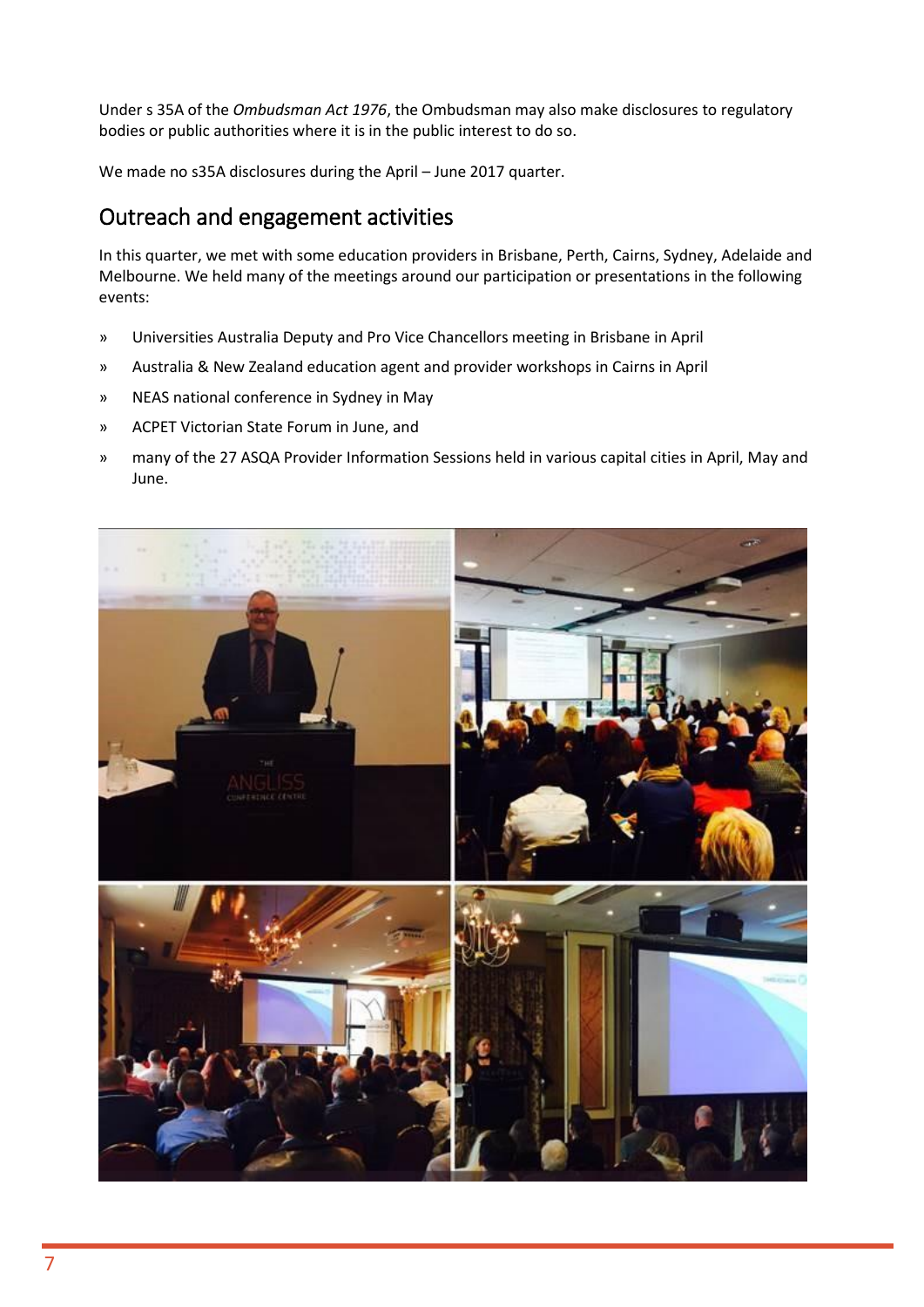Under s 35A of the *Ombudsman Act 1976*, the Ombudsman may also make disclosures to regulatory bodies or public authorities where it is in the public interest to do so.

We made no s35A disclosures during the April – June 2017 quarter.

## Outreach and engagement activities

In this quarter, we met with some education providers in Brisbane, Perth, Cairns, Sydney, Adelaide and Melbourne. We held many of the meetings around our participation or presentations in the following events:

- Universities Australia Deputy and Pro Vice Chancellors meeting in Brisbane in April
- Australia & New Zealand education agent and provider workshops in Cairns in April
- NEAS national conference in Sydney in May
- ACPET Victorian State Forum in June, and
- many of the 27 ASQA Provider Information Sessions held in various capital cities in April, May and June.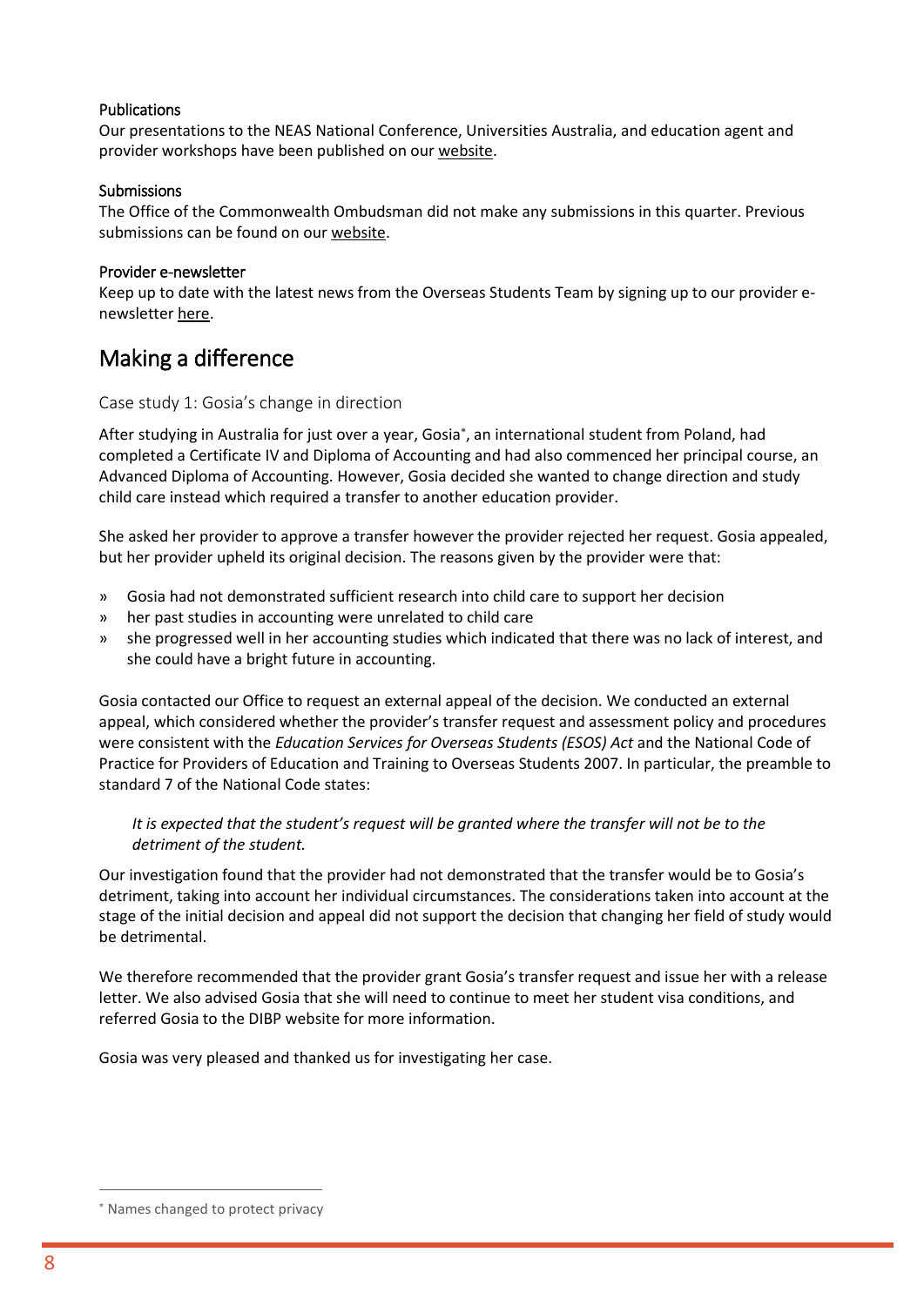### Publications

Our presentations to the NEAS National Conference, Universities Australia, and education agent and provider workshops have been published on our website.

### Submissions

The Office of the Commonwealth Ombudsman did not make any submissions in this quarter. Previous submissions can be found on our website.

### Provider e-newsletter

Keep up to date with the latest news from the Overseas Students Team by signing up to our provider e-newsletter here.

## Making a difference

### Case study 1: Gosia's change in direction

After studying in Australia for just over a year, Gosia*, an international student from Poland, had completed a Certificate IV and Diploma of Accounting and had also commenced her principal course, an Advanced Diploma of Accounting. However, Gosia decided she wanted to change direction and study child care instead which required a transfer to another education provider.

She asked her provider to approve a transfer however the provider rejected her request. Gosia appealed, but her provider upheld its original decision. The reasons given by the provider were that:

- Gosia had not demonstrated sufficient research into child care to support her decision
- her past studies in accounting were unrelated to child care
- she progressed well in her accounting studies which indicated that there was no lack of interest, and she could have a bright future in accounting.

Gosia contacted our Office to request an external appeal of the decision. We conducted an external appeal, which considered whether the provider's transfer request and assessment policy and procedures were consistent with the *Education Services for Overseas Students (ESOS) Act* and the National Code of Practice for Providers of Education and Training to Overseas Students 2007. In particular, the preamble to standard 7 of the National Code states:

> *It is expected that the student's request will be granted where the transfer will not be to the detriment of the student.*

Our investigation found that the provider had not demonstrated that the transfer would be to Gosia's detriment, taking into account her individual circumstances. The considerations taken into account at the stage of the initial decision and appeal did not support the decision that changing her field of study would be detrimental.

We therefore recommended that the provider grant Gosia's transfer request and issue her with a release letter. We also advised Gosia that she will need to continue to meet her student visa conditions, and referred Gosia to the DIBP website for more information.

Gosia was very pleased and thanked us for investigating her case.

---

* Names changed to protect privacy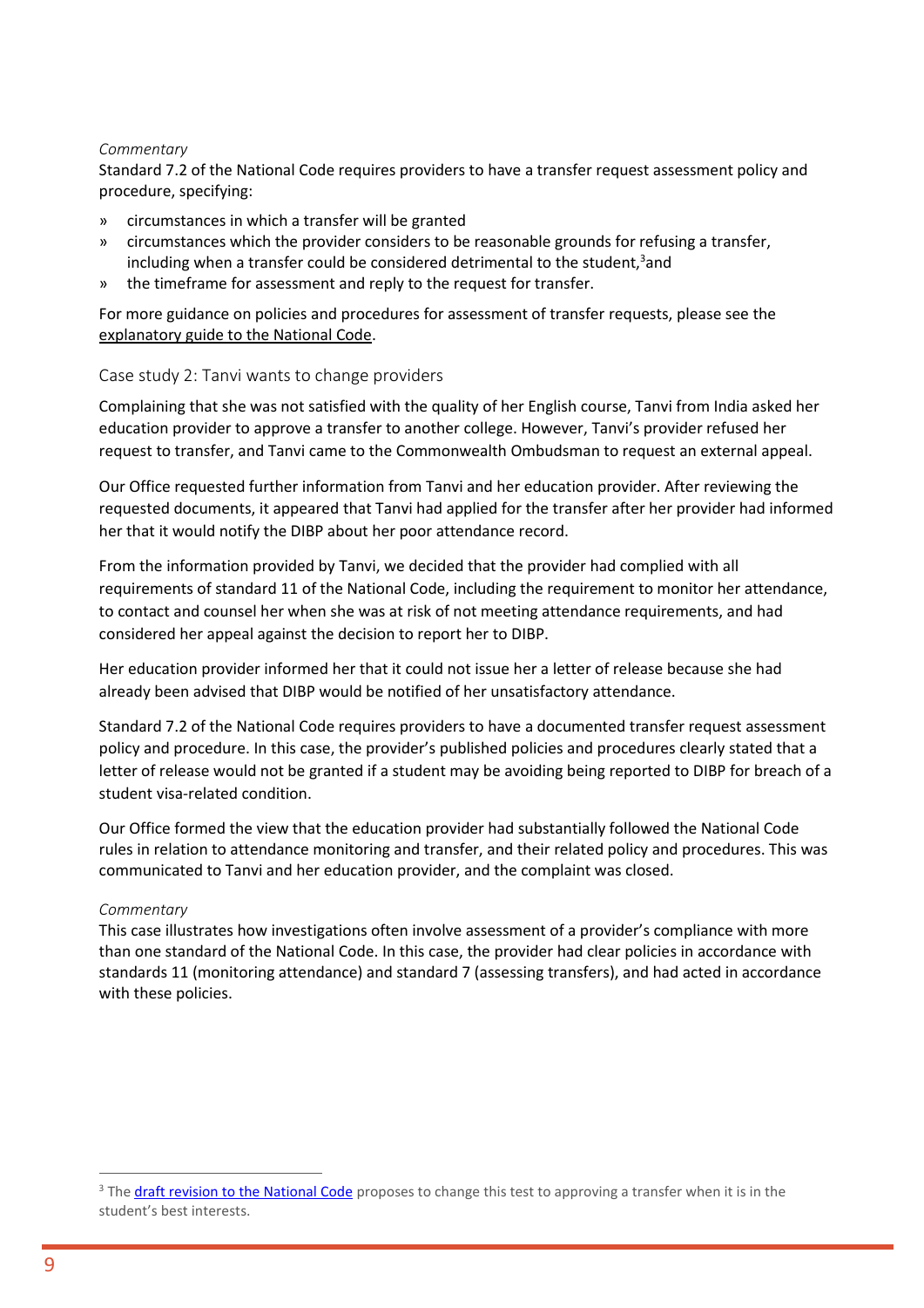*Commentary*

Standard 7.2 of the National Code requires providers to have a transfer request assessment policy and procedure, specifying:

- circumstances in which a transfer will be granted
- circumstances which the provider considers to be reasonable grounds for refusing a transfer, including when a transfer could be considered detrimental to the student,[3] and
- the timeframe for assessment and reply to the request for transfer.

For more guidance on policies and procedures for assessment of transfer requests, please see the explanatory guide to the National Code.

### Case study 2: Tanvi wants to change providers

Complaining that she was not satisfied with the quality of her English course, Tanvi from India asked her education provider to approve a transfer to another college. However, Tanvi's provider refused her request to transfer, and Tanvi came to the Commonwealth Ombudsman to request an external appeal.

Our Office requested further information from Tanvi and her education provider. After reviewing the requested documents, it appeared that Tanvi had applied for the transfer after her provider had informed her that it would notify the DIBP about her poor attendance record.

From the information provided by Tanvi, we decided that the provider had complied with all requirements of standard 11 of the National Code, including the requirement to monitor her attendance, to contact and counsel her when she was at risk of not meeting attendance requirements, and had considered her appeal against the decision to report her to DIBP.

Her education provider informed her that it could not issue her a letter of release because she had already been advised that DIBP would be notified of her unsatisfactory attendance.

Standard 7.2 of the National Code requires providers to have a documented transfer request assessment policy and procedure. In this case, the provider's published policies and procedures clearly stated that a letter of release would not be granted if a student may be avoiding being reported to DIBP for breach of a student visa-related condition.

Our Office formed the view that the education provider had substantially followed the National Code rules in relation to attendance monitoring and transfer, and their related policy and procedures. This was communicated to Tanvi and her education provider, and the complaint was closed.

*Commentary*

This case illustrates how investigations often involve assessment of a provider's compliance with more than one standard of the National Code. In this case, the provider had clear policies in accordance with standards 11 (monitoring attendance) and standard 7 (assessing transfers), and had acted in accordance with these policies.

---

[3] The draft revision to the National Code proposes to change this test to approving a transfer when it is in the student's best interests.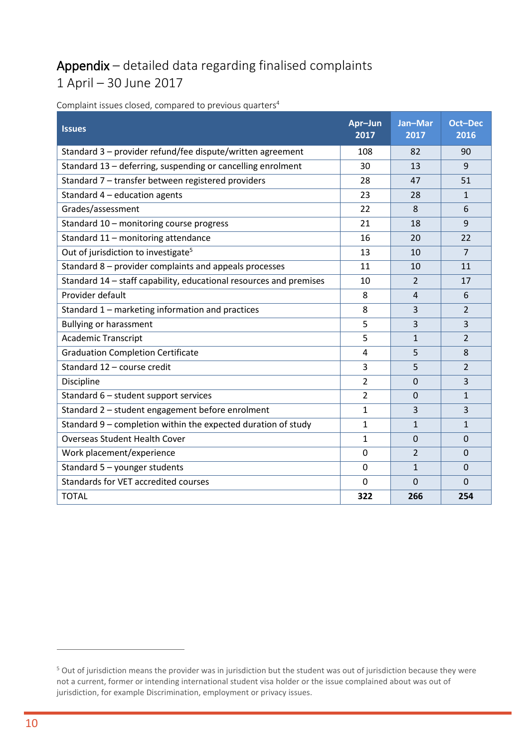# Appendix – detailed data regarding finalised complaints 1 April – 30 June 2017

Complaint issues closed, compared to previous quarters[4]

| Issues | Apr–Jun 2017 | Jan–Mar 2017 | Oct–Dec 2016 |
|---|---|---|---|
| Standard 3 – provider refund/fee dispute/written agreement | 108 | 82 | 90 |
| Standard 13 – deferring, suspending or cancelling enrolment | 30 | 13 | 9 |
| Standard 7 – transfer between registered providers | 28 | 47 | 51 |
| Standard 4 – education agents | 23 | 28 | 1 |
| Grades/assessment | 22 | 8 | 6 |
| Standard 10 – monitoring course progress | 21 | 18 | 9 |
| Standard 11 – monitoring attendance | 16 | 20 | 22 |
| Out of jurisdiction to investigate[5] | 13 | 10 | 7 |
| Standard 8 – provider complaints and appeals processes | 11 | 10 | 11 |
| Standard 14 – staff capability, educational resources and premises | 10 | 2 | 17 |
| Provider default | 8 | 4 | 6 |
| Standard 1 – marketing information and practices | 8 | 3 | 2 |
| Bullying or harassment | 5 | 3 | 3 |
| Academic Transcript | 5 | 1 | 2 |
| Graduation Completion Certificate | 4 | 5 | 8 |
| Standard 12 – course credit | 3 | 5 | 2 |
| Discipline | 2 | 0 | 3 |
| Standard 6 – student support services | 2 | 0 | 1 |
| Standard 2 – student engagement before enrolment | 1 | 3 | 3 |
| Standard 9 – completion within the expected duration of study | 1 | 1 | 1 |
| Overseas Student Health Cover | 1 | 0 | 0 |
| Work placement/experience | 0 | 2 | 0 |
| Standard 5 – younger students | 0 | 1 | 0 |
| Standards for VET accredited courses | 0 | 0 | 0 |
| TOTAL | **322** | **266** | **254** |

[5] Out of jurisdiction means the provider was in jurisdiction but the student was out of jurisdiction because they were not a current, former or intending international student visa holder or the issue complained about was out of jurisdiction, for example Discrimination, employment or privacy issues.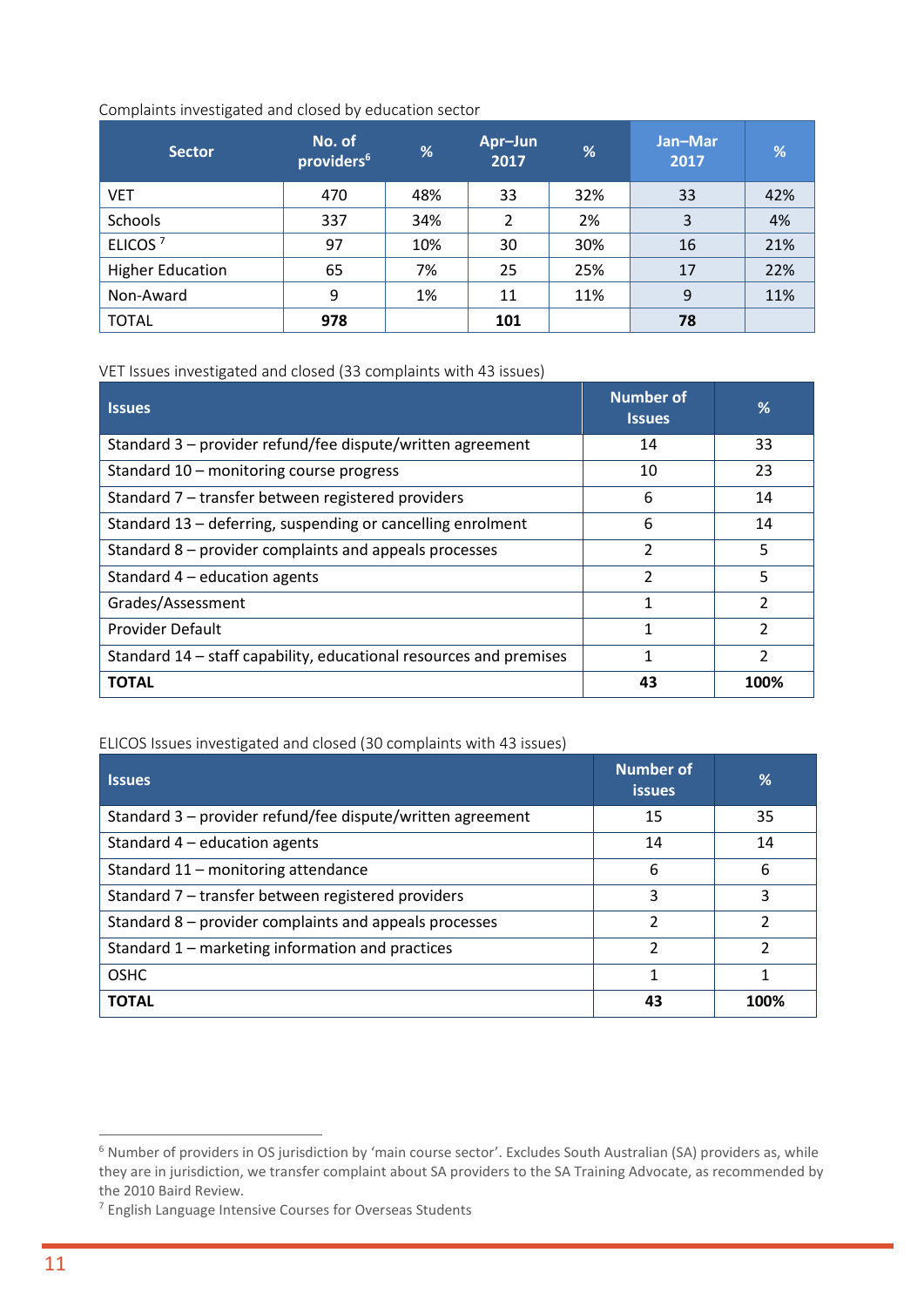Complaints investigated and closed by education sector

| Sector | No. of providers[6] | % | Apr–Jun 2017 | % | Jan–Mar 2017 | % |
|---|---|---|---|---|---|---|
| VET | 470 | 48% | 33 | 32% | 33 | 42% |
| Schools | 337 | 34% | 2 | 2% | 3 | 4% |
| ELICOS[7] | 97 | 10% | 30 | 30% | 16 | 21% |
| Higher Education | 65 | 7% | 25 | 25% | 17 | 22% |
| Non-Award | 9 | 1% | 11 | 11% | 9 | 11% |
| TOTAL | **978** | | **101** | | **78** | |

VET Issues investigated and closed (33 complaints with 43 issues)

| Issues | Number of Issues | % |
|---|---|---|
| Standard 3 – provider refund/fee dispute/written agreement | 14 | 33 |
| Standard 10 – monitoring course progress | 10 | 23 |
| Standard 7 – transfer between registered providers | 6 | 14 |
| Standard 13 – deferring, suspending or cancelling enrolment | 6 | 14 |
| Standard 8 – provider complaints and appeals processes | 2 | 5 |
| Standard 4 – education agents | 2 | 5 |
| Grades/Assessment | 1 | 2 |
| Provider Default | 1 | 2 |
| Standard 14 – staff capability, educational resources and premises | 1 | 2 |
| **TOTAL** | **43** | **100%** |

ELICOS Issues investigated and closed (30 complaints with 43 issues)

| Issues | Number of issues | % |
|---|---|---|
| Standard 3 – provider refund/fee dispute/written agreement | 15 | 35 |
| Standard 4 – education agents | 14 | 14 |
| Standard 11 – monitoring attendance | 6 | 6 |
| Standard 7 – transfer between registered providers | 3 | 3 |
| Standard 8 – provider complaints and appeals processes | 2 | 2 |
| Standard 1 – marketing information and practices | 2 | 2 |
| OSHC | 1 | 1 |
| **TOTAL** | **43** | **100%** |

[6] Number of providers in OS jurisdiction by 'main course sector'. Excludes South Australian (SA) providers as, while they are in jurisdiction, we transfer complaint about SA providers to the SA Training Advocate, as recommended by the 2010 Baird Review.

[7] English Language Intensive Courses for Overseas Students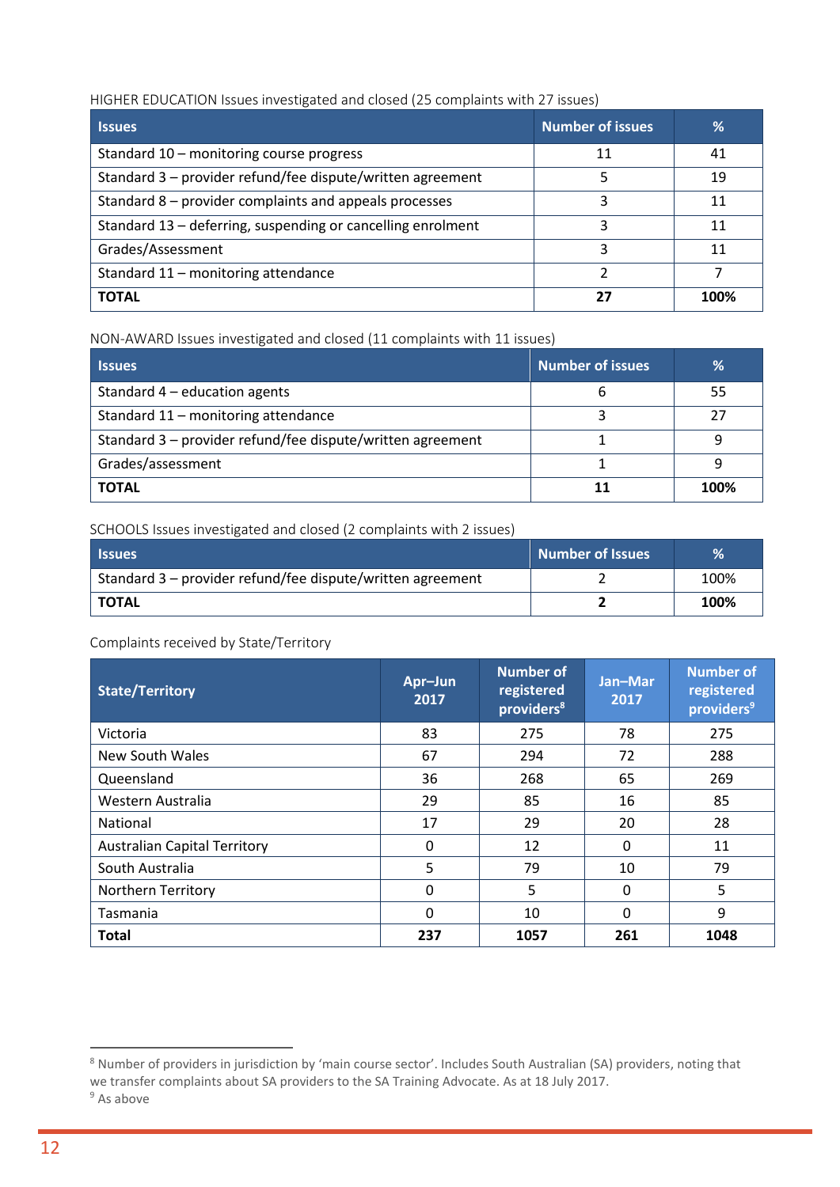HIGHER EDUCATION Issues investigated and closed (25 complaints with 27 issues)

| Issues | Number of issues | % |
| --- | --- | --- |
| Standard 10 – monitoring course progress | 11 | 41 |
| Standard 3 – provider refund/fee dispute/written agreement | 5 | 19 |
| Standard 8 – provider complaints and appeals processes | 3 | 11 |
| Standard 13 – deferring, suspending or cancelling enrolment | 3 | 11 |
| Grades/Assessment | 3 | 11 |
| Standard 11 – monitoring attendance | 2 | 7 |
| **TOTAL** | **27** | **100%** |

NON-AWARD Issues investigated and closed (11 complaints with 11 issues)

| Issues | Number of issues | % |
| --- | --- | --- |
| Standard 4 – education agents | 6 | 55 |
| Standard 11 – monitoring attendance | 3 | 27 |
| Standard 3 – provider refund/fee dispute/written agreement | 1 | 9 |
| Grades/assessment | 1 | 9 |
| **TOTAL** | **11** | **100%** |

SCHOOLS Issues investigated and closed (2 complaints with 2 issues)

| Issues | Number of Issues | % |
| --- | --- | --- |
| Standard 3 – provider refund/fee dispute/written agreement | 2 | 100% |
| **TOTAL** | **2** | **100%** |

Complaints received by State/Territory

| State/Territory | Apr–Jun 2017 | Number of registered providers[8] | Jan–Mar 2017 | Number of registered providers[9] |
| --- | --- | --- | --- | --- |
| Victoria | 83 | 275 | 78 | 275 |
| New South Wales | 67 | 294 | 72 | 288 |
| Queensland | 36 | 268 | 65 | 269 |
| Western Australia | 29 | 85 | 16 | 85 |
| National | 17 | 29 | 20 | 28 |
| Australian Capital Territory | 0 | 12 | 0 | 11 |
| South Australia | 5 | 79 | 10 | 79 |
| Northern Territory | 0 | 5 | 0 | 5 |
| Tasmania | 0 | 10 | 0 | 9 |
| **Total** | **237** | **1057** | **261** | **1048** |

[8] Number of providers in jurisdiction by 'main course sector'. Includes South Australian (SA) providers, noting that we transfer complaints about SA providers to the SA Training Advocate. As at 18 July 2017.

[9] As above